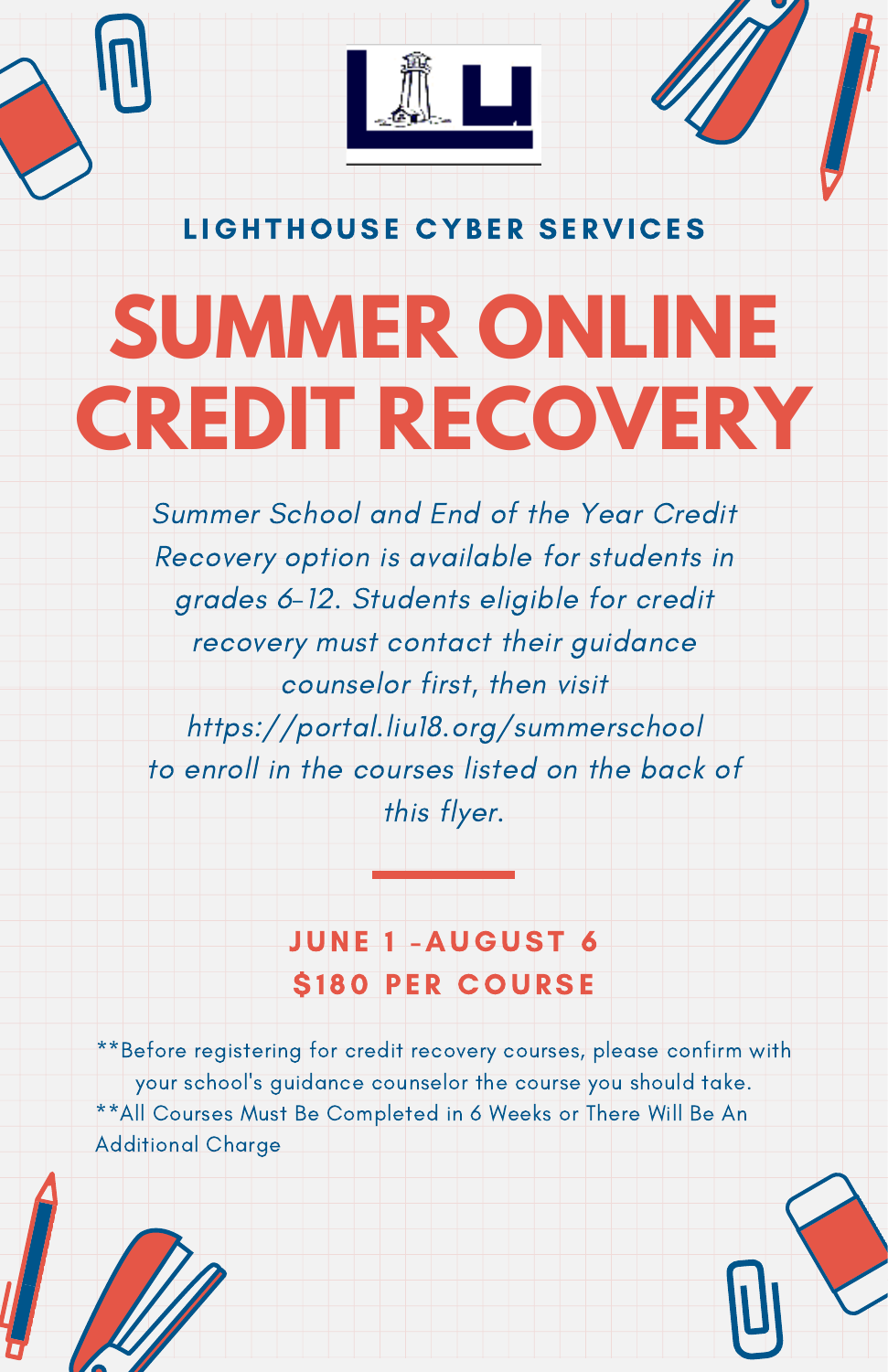## LIGHTHOUSE CYBER SERVICES

# SUMMER ONLINE CREDIT RECOVERY

*Summer School and End of the Year Credit Recovery option is available for students in grades 6-12. Students eligible for credit recovery must contact their guidance counselor first, then visit https://portal.liu18.org/summerschool to enroll in the courses listed on the back of this flyer.*

---

**JUNE 1 -AUGUST 6**
**$180 PER COURSE**

**Before registering for credit recovery courses, please confirm with your school's guidance counselor the course you should take.
**All Courses Must Be Completed in 6 Weeks or There Will Be An Additional Charge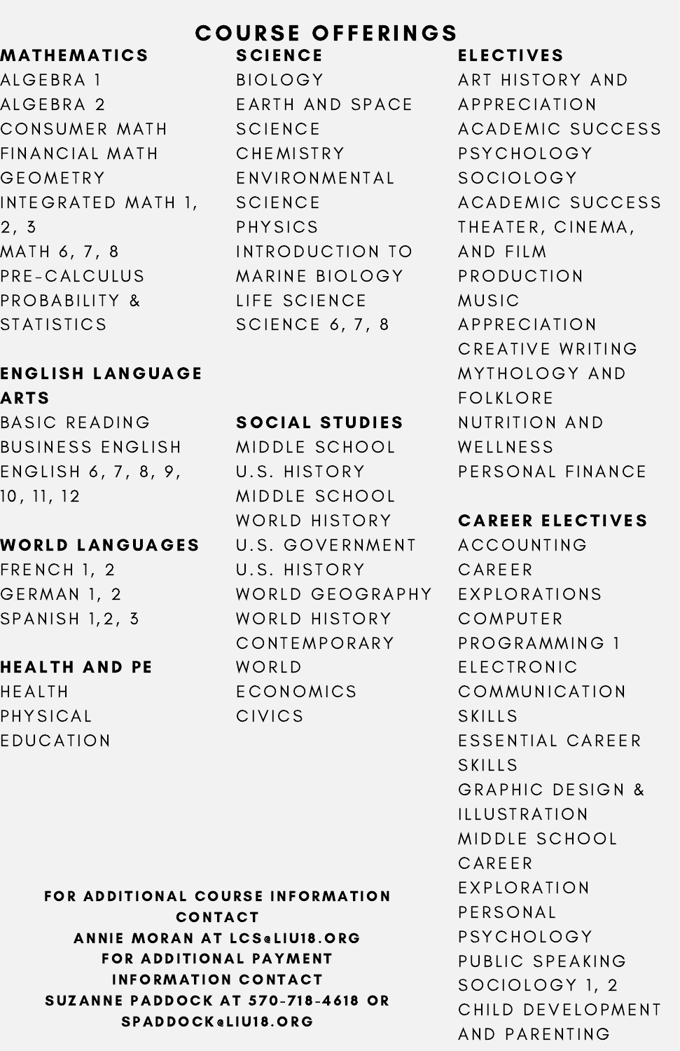# COURSE OFFERINGS

## MATHEMATICS

- ALGEBRA 1
- ALGEBRA 2
- CONSUMER MATH
- FINANCIAL MATH
- GEOMETRY
- INTEGRATED MATH 1, 2, 3
- MATH 6, 7, 8
- PRE-CALCULUS
- PROBABILITY & STATISTICS

## ENGLISH LANGUAGE ARTS

- BASIC READING
- BUSINESS ENGLISH
- ENGLISH 6, 7, 8, 9, 10, 11, 12

## WORLD LANGUAGES

- FRENCH 1, 2
- GERMAN 1, 2
- SPANISH 1,2, 3

## HEALTH AND PE

- HEALTH
- PHYSICAL EDUCATION

## SCIENCE

- BIOLOGY
- EARTH AND SPACE SCIENCE
- CHEMISTRY
- ENVIRONMENTAL SCIENCE
- PHYSICS
- INTRODUCTION TO MARINE BIOLOGY
- LIFE SCIENCE
- SCIENCE 6, 7, 8

## SOCIAL STUDIES

- MIDDLE SCHOOL U.S. HISTORY
- MIDDLE SCHOOL WORLD HISTORY
- U.S. GOVERNMENT
- U.S. HISTORY
- WORLD GEOGRAPHY
- WORLD HISTORY
- CONTEMPORARY WORLD
- ECONOMICS
- CIVICS

## ELECTIVES

- ART HISTORY AND APPRECIATION
- ACADEMIC SUCCESS
- PSYCHOLOGY
- SOCIOLOGY
- ACADEMIC SUCCESS
- THEATER, CINEMA, AND FILM PRODUCTION
- MUSIC APPRECIATION
- CREATIVE WRITING
- MYTHOLOGY AND FOLKLORE
- NUTRITION AND WELLNESS
- PERSONAL FINANCE

## CAREER ELECTIVES

- ACCOUNTING
- CAREER EXPLORATIONS
- COMPUTER PROGRAMMING 1
- ELECTRONIC COMMUNICATION SKILLS
- ESSENTIAL CAREER SKILLS
- GRAPHIC DESIGN & ILLUSTRATION
- MIDDLE SCHOOL CAREER EXPLORATION
- PERSONAL PSYCHOLOGY
- PUBLIC SPEAKING
- SOCIOLOGY 1, 2
- CHILD DEVELOPMENT AND PARENTING

**FOR ADDITIONAL COURSE INFORMATION CONTACT ANNIE MORAN AT LCS@LIU18.ORG**

**FOR ADDITIONAL PAYMENT INFORMATION CONTACT SUZANNE PADDOCK AT 570-718-4618 OR SPADDOCK@LIU18.ORG**